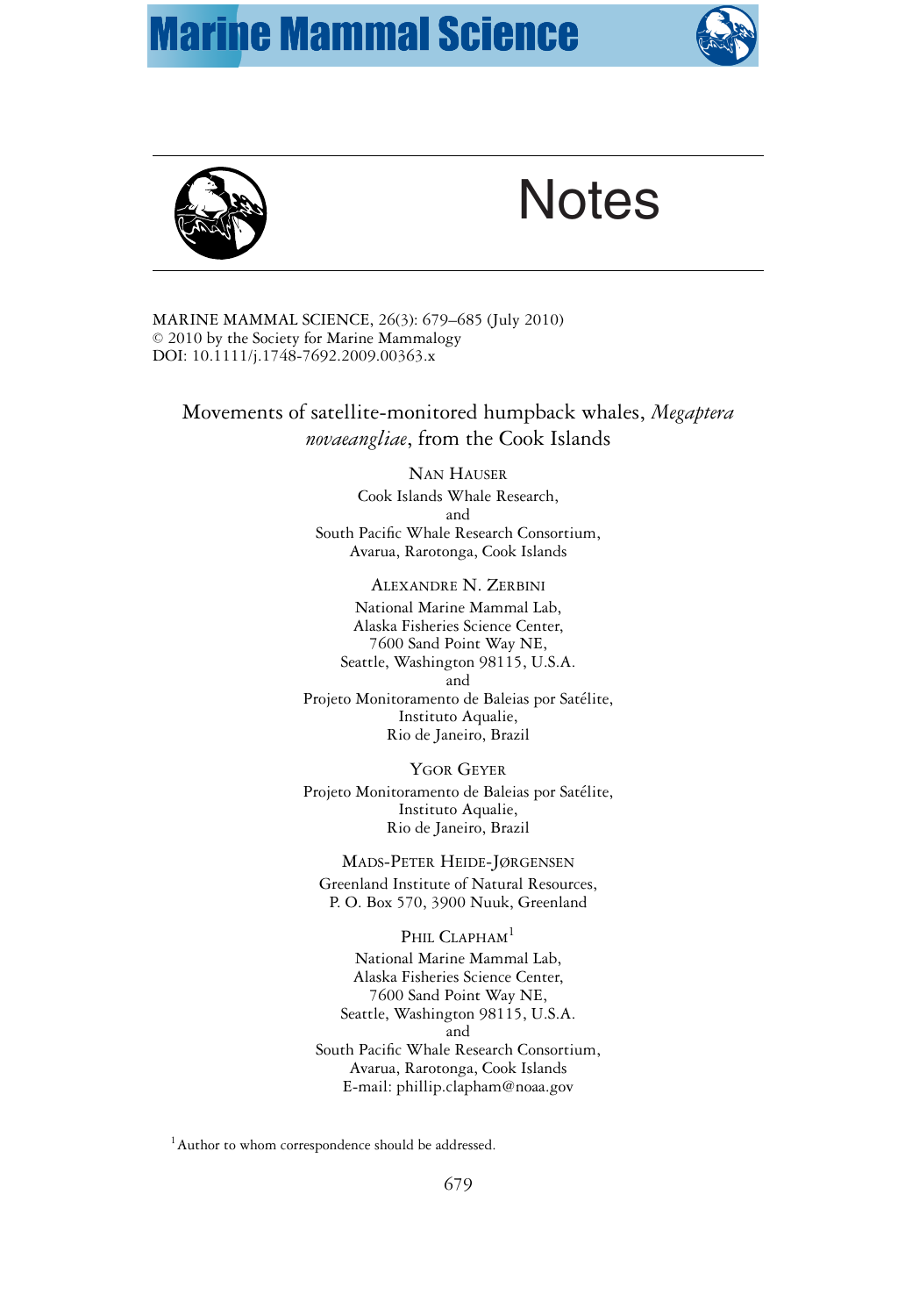# Notes

MARINE MAMMAL SCIENCE, 26(3): 679–685 (July 2010)
© 2010 by the Society for Marine Mammalogy
DOI: 10.1111/j.1748-7692.2009.00363.x

## Movements of satellite-monitored humpback whales, *Megaptera novaeangliae*, from the Cook Islands

NAN HAUSER
Cook Islands Whale Research,
and
South Pacific Whale Research Consortium,
Avarua, Rarotonga, Cook Islands

ALEXANDRE N. ZERBINI
National Marine Mammal Lab,
Alaska Fisheries Science Center,
7600 Sand Point Way NE,
Seattle, Washington 98115, U.S.A.
and
Projeto Monitoramento de Baleias por Satélite,
Instituto Aqualie,
Rio de Janeiro, Brazil

YGOR GEYER
Projeto Monitoramento de Baleias por Satélite,
Instituto Aqualie,
Rio de Janeiro, Brazil

MADS-PETER HEIDE-JØRGENSEN
Greenland Institute of Natural Resources,
P. O. Box 570, 3900 Nuuk, Greenland

PHIL CLAPHAM[1]
National Marine Mammal Lab,
Alaska Fisheries Science Center,
7600 Sand Point Way NE,
Seattle, Washington 98115, U.S.A.
and
South Pacific Whale Research Consortium,
Avarua, Rarotonga, Cook Islands
E-mail: phillip.clapham@noaa.gov

[1] Author to whom correspondence should be addressed.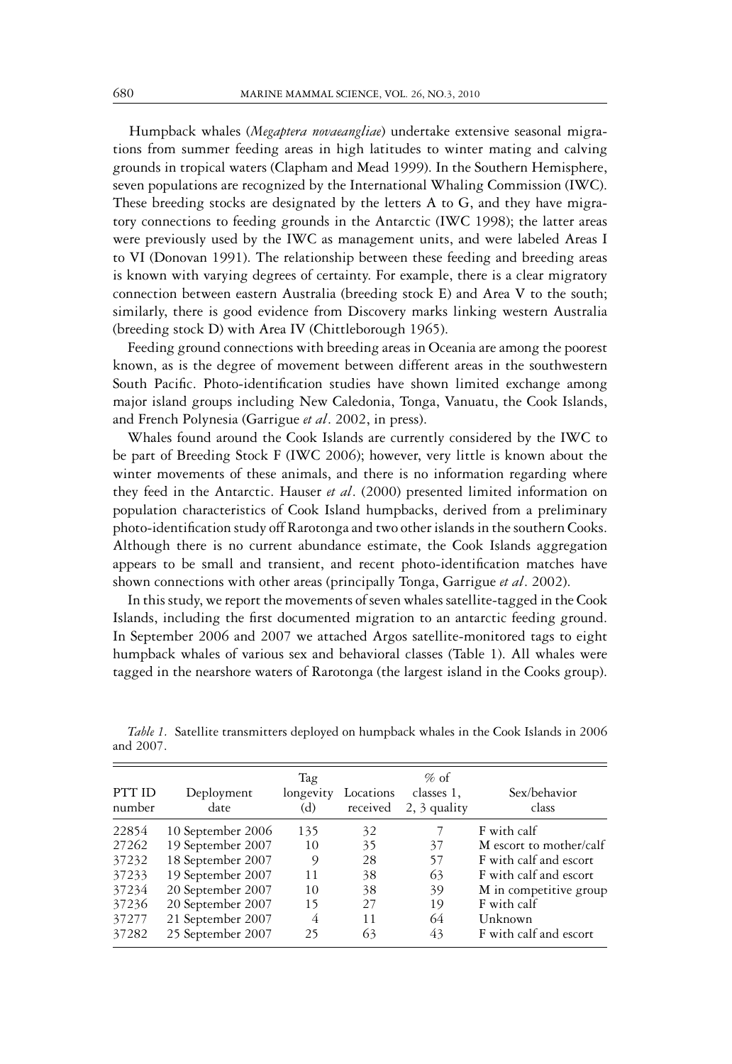Humpback whales (*Megaptera novaeangliae*) undertake extensive seasonal migrations from summer feeding areas in high latitudes to winter mating and calving grounds in tropical waters (Clapham and Mead 1999). In the Southern Hemisphere, seven populations are recognized by the International Whaling Commission (IWC). These breeding stocks are designated by the letters A to G, and they have migratory connections to feeding grounds in the Antarctic (IWC 1998); the latter areas were previously used by the IWC as management units, and were labeled Areas I to VI (Donovan 1991). The relationship between these feeding and breeding areas is known with varying degrees of certainty. For example, there is a clear migratory connection between eastern Australia (breeding stock E) and Area V to the south; similarly, there is good evidence from Discovery marks linking western Australia (breeding stock D) with Area IV (Chittleborough 1965).

Feeding ground connections with breeding areas in Oceania are among the poorest known, as is the degree of movement between different areas in the southwestern South Pacific. Photo-identification studies have shown limited exchange among major island groups including New Caledonia, Tonga, Vanuatu, the Cook Islands, and French Polynesia (Garrigue *et al*. 2002, in press).

Whales found around the Cook Islands are currently considered by the IWC to be part of Breeding Stock F (IWC 2006); however, very little is known about the winter movements of these animals, and there is no information regarding where they feed in the Antarctic. Hauser *et al*. (2000) presented limited information on population characteristics of Cook Island humpbacks, derived from a preliminary photo-identification study off Rarotonga and two other islands in the southern Cooks. Although there is no current abundance estimate, the Cook Islands aggregation appears to be small and transient, and recent photo-identification matches have shown connections with other areas (principally Tonga, Garrigue *et al*. 2002).

In this study, we report the movements of seven whales satellite-tagged in the Cook Islands, including the first documented migration to an antarctic feeding ground. In September 2006 and 2007 we attached Argos satellite-monitored tags to eight humpback whales of various sex and behavioral classes (Table 1). All whales were tagged in the nearshore waters of Rarotonga (the largest island in the Cooks group).

*Table 1.* Satellite transmitters deployed on humpback whales in the Cook Islands in 2006 and 2007.

| PTT ID number | Deployment date | Tag longevity (d) | Locations received | % of classes 1, 2, 3 quality | Sex/behavior class |
|---|---|---|---|---|---|
| 22854 | 10 September 2006 | 135 | 32 | 7 | F with calf |
| 27262 | 19 September 2007 | 10 | 35 | 37 | M escort to mother/calf |
| 37232 | 18 September 2007 | 9 | 28 | 57 | F with calf and escort |
| 37233 | 19 September 2007 | 11 | 38 | 63 | F with calf and escort |
| 37234 | 20 September 2007 | 10 | 38 | 39 | M in competitive group |
| 37236 | 20 September 2007 | 15 | 27 | 19 | F with calf |
| 37277 | 21 September 2007 | 4 | 11 | 64 | Unknown |
| 37282 | 25 September 2007 | 25 | 63 | 43 | F with calf and escort |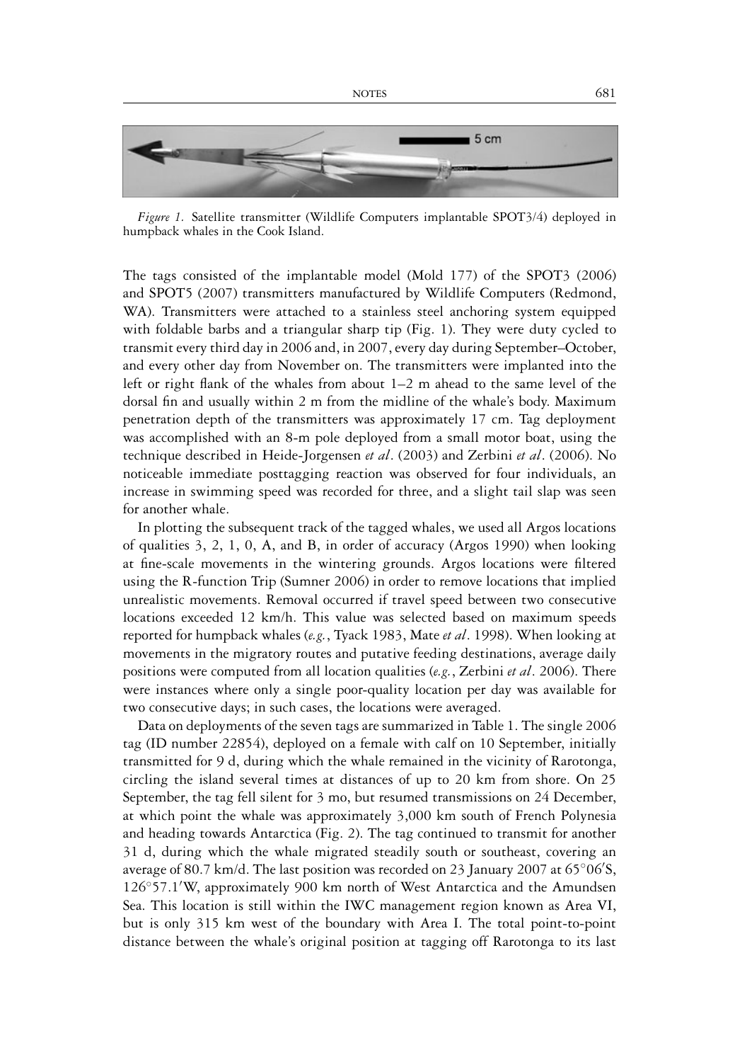*Figure 1.* Satellite transmitter (Wildlife Computers implantable SPOT3/4) deployed in humpback whales in the Cook Island.

The tags consisted of the implantable model (Mold 177) of the SPOT3 (2006) and SPOT5 (2007) transmitters manufactured by Wildlife Computers (Redmond, WA). Transmitters were attached to a stainless steel anchoring system equipped with foldable barbs and a triangular sharp tip (Fig. 1). They were duty cycled to transmit every third day in 2006 and, in 2007, every day during September–October, and every other day from November on. The transmitters were implanted into the left or right flank of the whales from about 1–2 m ahead to the same level of the dorsal fin and usually within 2 m from the midline of the whale's body. Maximum penetration depth of the transmitters was approximately 17 cm. Tag deployment was accomplished with an 8-m pole deployed from a small motor boat, using the technique described in Heide-Jorgensen *et al*. (2003) and Zerbini *et al*. (2006). No noticeable immediate posttagging reaction was observed for four individuals, an increase in swimming speed was recorded for three, and a slight tail slap was seen for another whale.

In plotting the subsequent track of the tagged whales, we used all Argos locations of qualities 3, 2, 1, 0, A, and B, in order of accuracy (Argos 1990) when looking at fine-scale movements in the wintering grounds. Argos locations were filtered using the R-function Trip (Sumner 2006) in order to remove locations that implied unrealistic movements. Removal occurred if travel speed between two consecutive locations exceeded 12 km/h. This value was selected based on maximum speeds reported for humpback whales (*e.g.*, Tyack 1983, Mate *et al*. 1998). When looking at movements in the migratory routes and putative feeding destinations, average daily positions were computed from all location qualities (*e.g.*, Zerbini *et al*. 2006). There were instances where only a single poor-quality location per day was available for two consecutive days; in such cases, the locations were averaged.

Data on deployments of the seven tags are summarized in Table 1. The single 2006 tag (ID number 22854), deployed on a female with calf on 10 September, initially transmitted for 9 d, during which the whale remained in the vicinity of Rarotonga, circling the island several times at distances of up to 20 km from shore. On 25 September, the tag fell silent for 3 mo, but resumed transmissions on 24 December, at which point the whale was approximately 3,000 km south of French Polynesia and heading towards Antarctica (Fig. 2). The tag continued to transmit for another 31 d, during which the whale migrated steadily south or southeast, covering an average of 80.7 km/d. The last position was recorded on 23 January 2007 at 65°06′S, 126°57.1′W, approximately 900 km north of West Antarctica and the Amundsen Sea. This location is still within the IWC management region known as Area VI, but is only 315 km west of the boundary with Area I. The total point-to-point distance between the whale's original position at tagging off Rarotonga to its last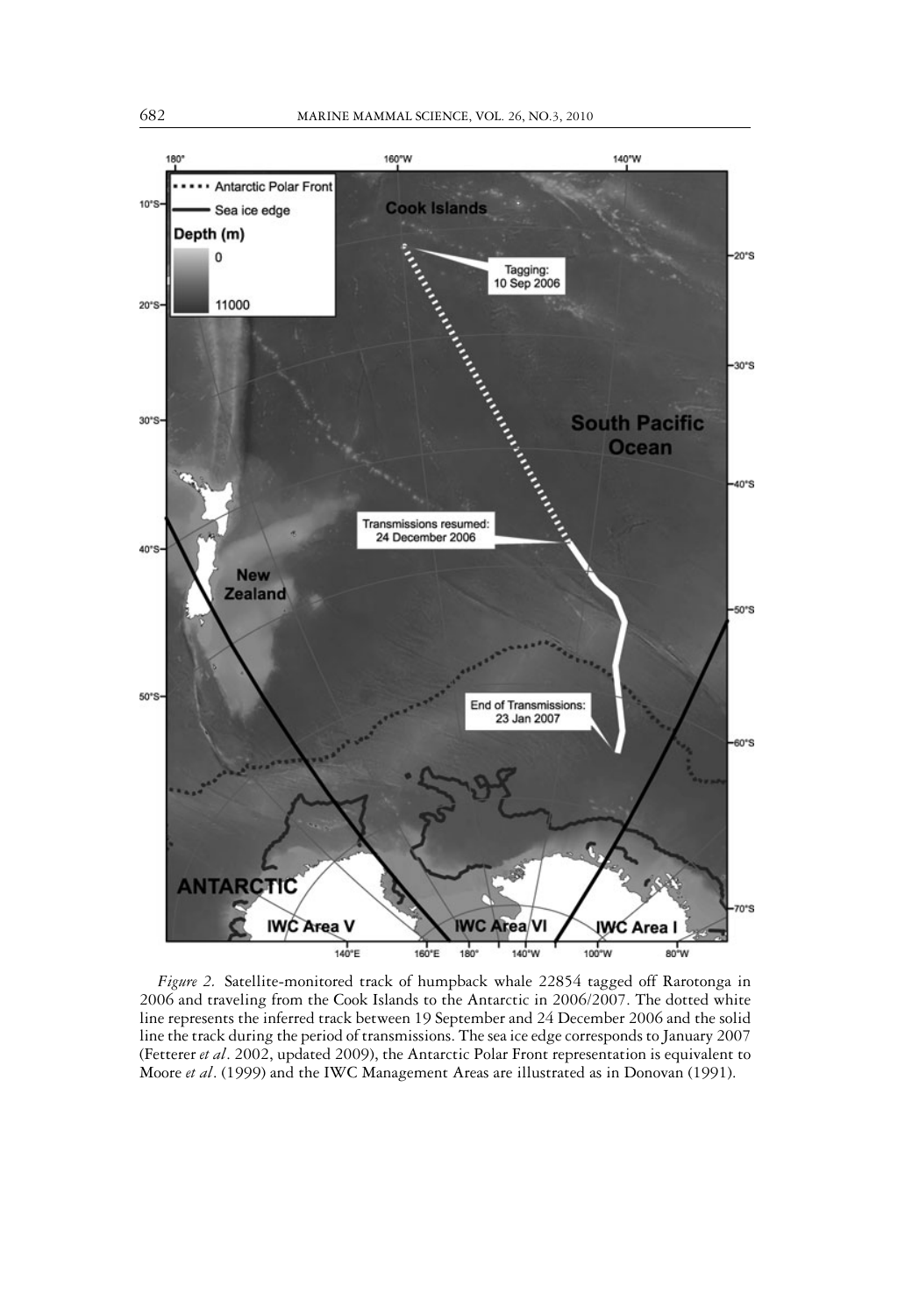*Figure 2.* Satellite-monitored track of humpback whale 22854 tagged off Rarotonga in 2006 and traveling from the Cook Islands to the Antarctic in 2006/2007. The dotted white line represents the inferred track between 19 September and 24 December 2006 and the solid line the track during the period of transmissions. The sea ice edge corresponds to January 2007 (Fetterer *et al*. 2002, updated 2009), the Antarctic Polar Front representation is equivalent to Moore *et al*. (1999) and the IWC Management Areas are illustrated as in Donovan (1991).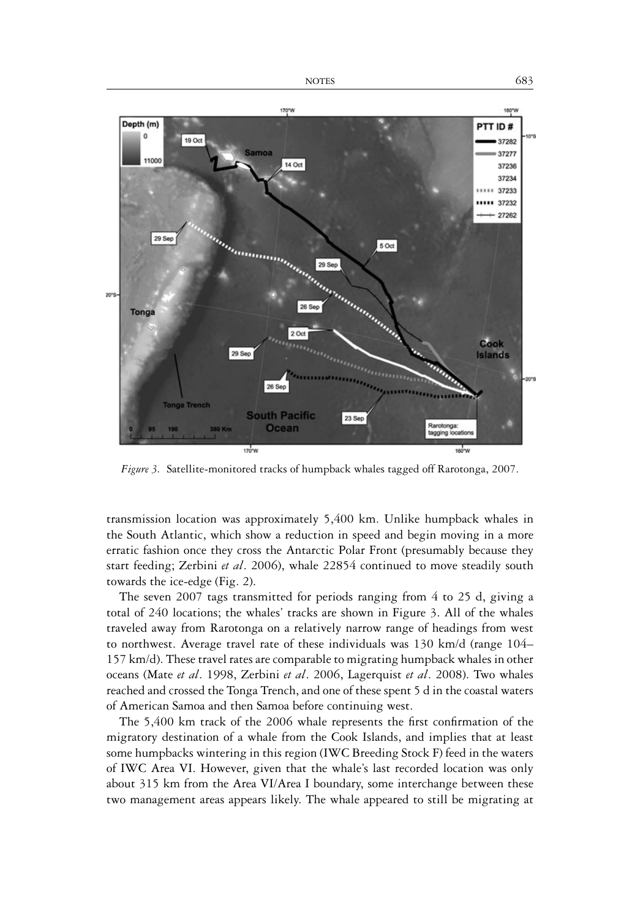*Figure 3.* Satellite-monitored tracks of humpback whales tagged off Rarotonga, 2007.

transmission location was approximately 5,400 km. Unlike humpback whales in the South Atlantic, which show a reduction in speed and begin moving in a more erratic fashion once they cross the Antarctic Polar Front (presumably because they start feeding; Zerbini *et al*. 2006), whale 22854 continued to move steadily south towards the ice-edge (Fig. 2).

The seven 2007 tags transmitted for periods ranging from 4 to 25 d, giving a total of 240 locations; the whales' tracks are shown in Figure 3. All of the whales traveled away from Rarotonga on a relatively narrow range of headings from west to northwest. Average travel rate of these individuals was 130 km/d (range 104–157 km/d). These travel rates are comparable to migrating humpback whales in other oceans (Mate *et al*. 1998, Zerbini *et al*. 2006, Lagerquist *et al*. 2008). Two whales reached and crossed the Tonga Trench, and one of these spent 5 d in the coastal waters of American Samoa and then Samoa before continuing west.

The 5,400 km track of the 2006 whale represents the first confirmation of the migratory destination of a whale from the Cook Islands, and implies that at least some humpbacks wintering in this region (IWC Breeding Stock F) feed in the waters of IWC Area VI. However, given that the whale's last recorded location was only about 315 km from the Area VI/Area I boundary, some interchange between these two management areas appears likely. The whale appeared to still be migrating at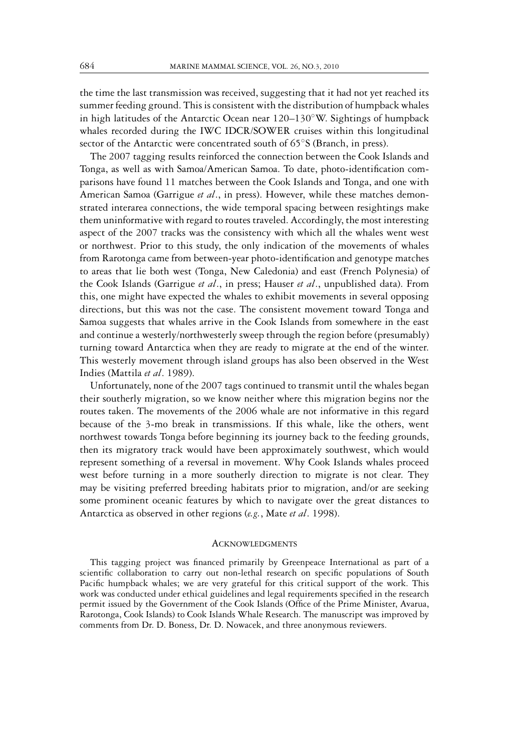the time the last transmission was received, suggesting that it had not yet reached its summer feeding ground. This is consistent with the distribution of humpback whales in high latitudes of the Antarctic Ocean near 120–130°W. Sightings of humpback whales recorded during the IWC IDCR/SOWER cruises within this longitudinal sector of the Antarctic were concentrated south of 65°S (Branch, in press).

The 2007 tagging results reinforced the connection between the Cook Islands and Tonga, as well as with Samoa/American Samoa. To date, photo-identification comparisons have found 11 matches between the Cook Islands and Tonga, and one with American Samoa (Garrigue *et al*., in press). However, while these matches demonstrated interarea connections, the wide temporal spacing between resightings make them uninformative with regard to routes traveled. Accordingly, the most interesting aspect of the 2007 tracks was the consistency with which all the whales went west or northwest. Prior to this study, the only indication of the movements of whales from Rarotonga came from between-year photo-identification and genotype matches to areas that lie both west (Tonga, New Caledonia) and east (French Polynesia) of the Cook Islands (Garrigue *et al*., in press; Hauser *et al*., unpublished data). From this, one might have expected the whales to exhibit movements in several opposing directions, but this was not the case. The consistent movement toward Tonga and Samoa suggests that whales arrive in the Cook Islands from somewhere in the east and continue a westerly/northwesterly sweep through the region before (presumably) turning toward Antarctica when they are ready to migrate at the end of the winter. This westerly movement through island groups has also been observed in the West Indies (Mattila *et al*. 1989).

Unfortunately, none of the 2007 tags continued to transmit until the whales began their southerly migration, so we know neither where this migration begins nor the routes taken. The movements of the 2006 whale are not informative in this regard because of the 3-mo break in transmissions. If this whale, like the others, went northwest towards Tonga before beginning its journey back to the feeding grounds, then its migratory track would have been approximately southwest, which would represent something of a reversal in movement. Why Cook Islands whales proceed west before turning in a more southerly direction to migrate is not clear. They may be visiting preferred breeding habitats prior to migration, and/or are seeking some prominent oceanic features by which to navigate over the great distances to Antarctica as observed in other regions (*e.g.*, Mate *et al*. 1998).

## Acknowledgments

This tagging project was financed primarily by Greenpeace International as part of a scientific collaboration to carry out non-lethal research on specific populations of South Pacific humpback whales; we are very grateful for this critical support of the work. This work was conducted under ethical guidelines and legal requirements specified in the research permit issued by the Government of the Cook Islands (Office of the Prime Minister, Avarua, Rarotonga, Cook Islands) to Cook Islands Whale Research. The manuscript was improved by comments from Dr. D. Boness, Dr. D. Nowacek, and three anonymous reviewers.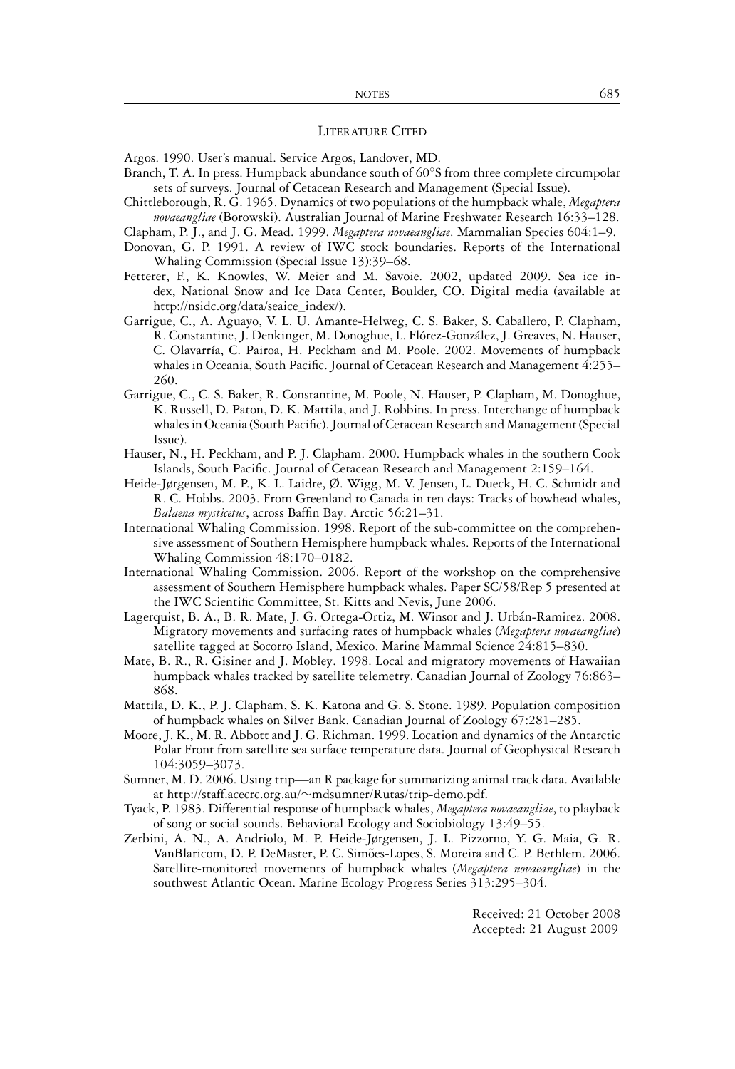## Literature Cited

Argos. 1990. User's manual. Service Argos, Landover, MD.

Branch, T. A. In press. Humpback abundance south of 60°S from three complete circumpolar sets of surveys. Journal of Cetacean Research and Management (Special Issue).

Chittleborough, R. G. 1965. Dynamics of two populations of the humpback whale, *Megaptera novaeangliae* (Borowski). Australian Journal of Marine Freshwater Research 16:33–128.

Clapham, P. J., and J. G. Mead. 1999. *Megaptera novaeangliae*. Mammalian Species 604:1–9.

Donovan, G. P. 1991. A review of IWC stock boundaries. Reports of the International Whaling Commission (Special Issue 13):39–68.

Fetterer, F., K. Knowles, W. Meier and M. Savoie. 2002, updated 2009. Sea ice index, National Snow and Ice Data Center, Boulder, CO. Digital media (available at http://nsidc.org/data/seaice_index/).

Garrigue, C., A. Aguayo, V. L. U. Amante-Helweg, C. S. Baker, S. Caballero, P. Clapham, R. Constantine, J. Denkinger, M. Donoghue, L. Flórez-González, J. Greaves, N. Hauser, C. Olavarría, C. Pairoa, H. Peckham and M. Poole. 2002. Movements of humpback whales in Oceania, South Pacific. Journal of Cetacean Research and Management 4:255–260.

Garrigue, C., C. S. Baker, R. Constantine, M. Poole, N. Hauser, P. Clapham, M. Donoghue, K. Russell, D. Paton, D. K. Mattila, and J. Robbins. In press. Interchange of humpback whales in Oceania (South Pacific). Journal of Cetacean Research and Management (Special Issue).

Hauser, N., H. Peckham, and P. J. Clapham. 2000. Humpback whales in the southern Cook Islands, South Pacific. Journal of Cetacean Research and Management 2:159–164.

Heide-Jørgensen, M. P., K. L. Laidre, Ø. Wigg, M. V. Jensen, L. Dueck, H. C. Schmidt and R. C. Hobbs. 2003. From Greenland to Canada in ten days: Tracks of bowhead whales, *Balaena mysticetus*, across Baffin Bay. Arctic 56:21–31.

International Whaling Commission. 1998. Report of the sub-committee on the comprehensive assessment of Southern Hemisphere humpback whales. Reports of the International Whaling Commission 48:170–0182.

International Whaling Commission. 2006. Report of the workshop on the comprehensive assessment of Southern Hemisphere humpback whales. Paper SC/58/Rep 5 presented at the IWC Scientific Committee, St. Kitts and Nevis, June 2006.

Lagerquist, B. A., B. R. Mate, J. G. Ortega-Ortiz, M. Winsor and J. Urbán-Ramirez. 2008. Migratory movements and surfacing rates of humpback whales (*Megaptera novaeangliae*) satellite tagged at Socorro Island, Mexico. Marine Mammal Science 24:815–830.

Mate, B. R., R. Gisiner and J. Mobley. 1998. Local and migratory movements of Hawaiian humpback whales tracked by satellite telemetry. Canadian Journal of Zoology 76:863–868.

Mattila, D. K., P. J. Clapham, S. K. Katona and G. S. Stone. 1989. Population composition of humpback whales on Silver Bank. Canadian Journal of Zoology 67:281–285.

Moore, J. K., M. R. Abbott and J. G. Richman. 1999. Location and dynamics of the Antarctic Polar Front from satellite sea surface temperature data. Journal of Geophysical Research 104:3059–3073.

Sumner, M. D. 2006. Using trip—an R package for summarizing animal track data. Available at http://staff.acecrc.org.au/~mdsumner/Rutas/trip-demo.pdf.

Tyack, P. 1983. Differential response of humpback whales, *Megaptera novaeangliae*, to playback of song or social sounds. Behavioral Ecology and Sociobiology 13:49–55.

Zerbini, A. N., A. Andriolo, M. P. Heide-Jørgensen, J. L. Pizzorno, Y. G. Maia, G. R. VanBlaricom, D. P. DeMaster, P. C. Simões-Lopes, S. Moreira and C. P. Bethlem. 2006. Satellite-monitored movements of humpback whales (*Megaptera novaeangliae*) in the southwest Atlantic Ocean. Marine Ecology Progress Series 313:295–304.

Received: 21 October 2008
Accepted: 21 August 2009